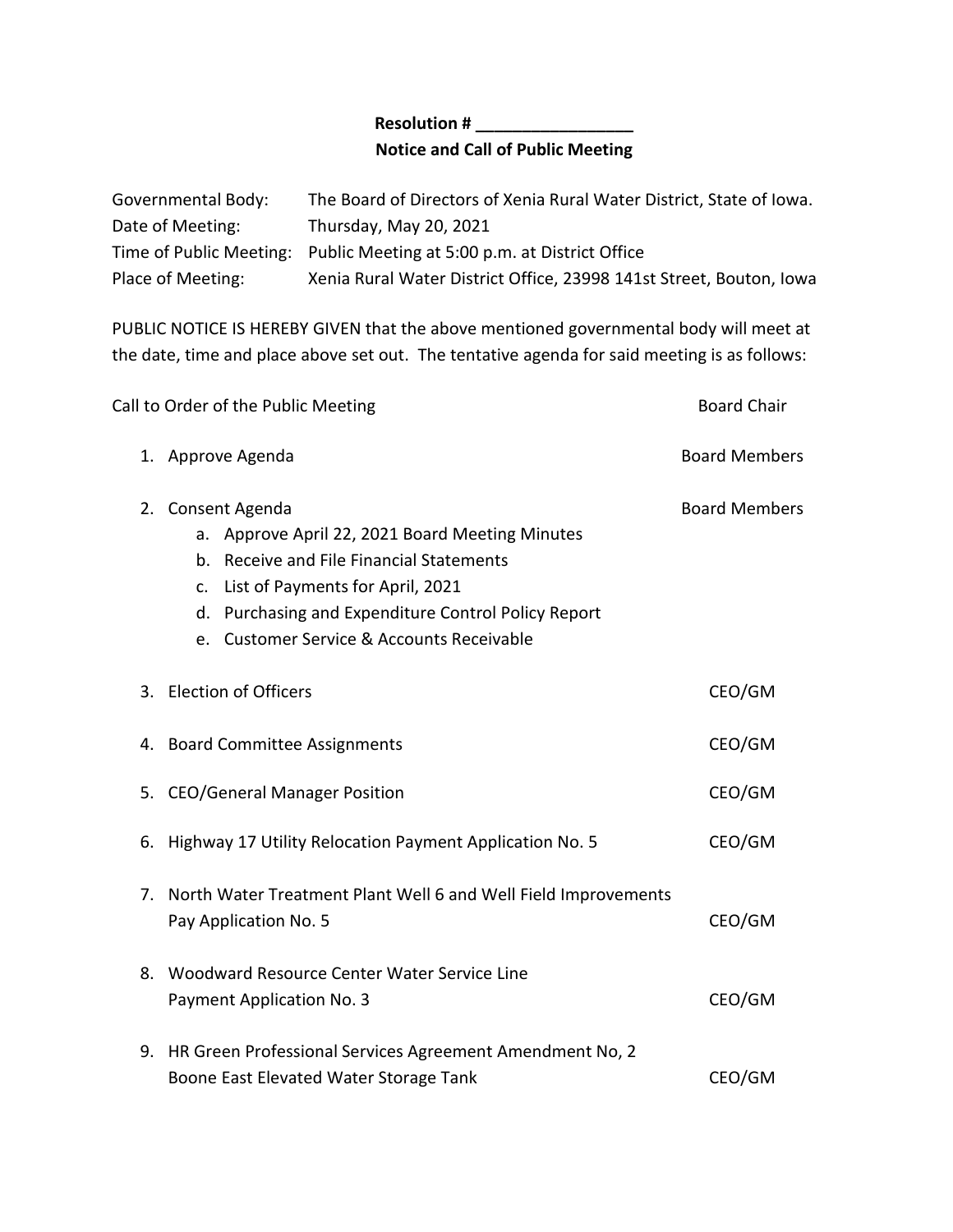**Resolution # _________________**

**Notice and Call of Public Meeting**

| | |
|---|---|
| Governmental Body: | The Board of Directors of Xenia Rural Water District, State of Iowa. |
| Date of Meeting: | Thursday, May 20, 2021 |
| Time of Public Meeting: | Public Meeting at 5:00 p.m. at District Office |
| Place of Meeting: | Xenia Rural Water District Office, 23998 141st Street, Bouton, Iowa |

PUBLIC NOTICE IS HEREBY GIVEN that the above mentioned governmental body will meet at the date, time and place above set out. The tentative agenda for said meeting is as follows:

Call to Order of the Public Meeting — Board Chair

1. Approve Agenda — Board Members

2. Consent Agenda — Board Members
   a. Approve April 22, 2021 Board Meeting Minutes
   b. Receive and File Financial Statements
   c. List of Payments for April, 2021
   d. Purchasing and Expenditure Control Policy Report
   e. Customer Service & Accounts Receivable

3. Election of Officers — CEO/GM

4. Board Committee Assignments — CEO/GM

5. CEO/General Manager Position — CEO/GM

6. Highway 17 Utility Relocation Payment Application No. 5 — CEO/GM

7. North Water Treatment Plant Well 6 and Well Field Improvements Pay Application No. 5 — CEO/GM

8. Woodward Resource Center Water Service Line Payment Application No. 3 — CEO/GM

9. HR Green Professional Services Agreement Amendment No, 2 Boone East Elevated Water Storage Tank — CEO/GM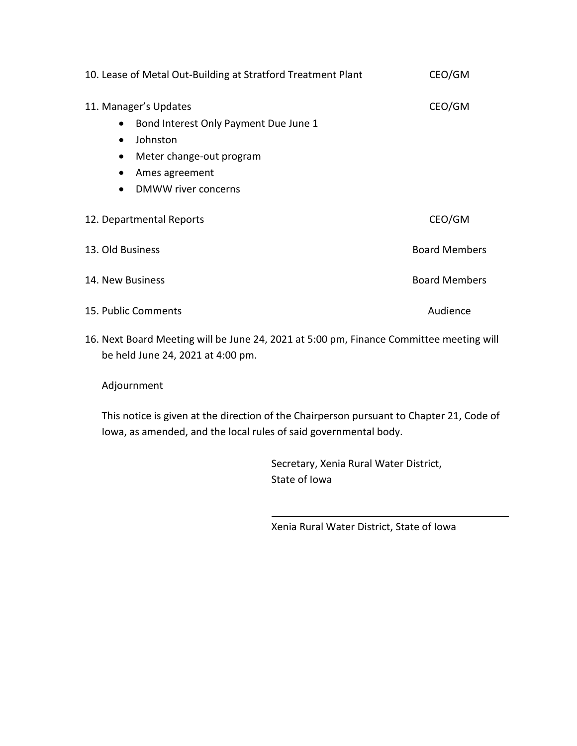10. Lease of Metal Out-Building at Stratford Treatment Plant — CEO/GM

11. Manager's Updates — CEO/GM
    - Bond Interest Only Payment Due June 1
    - Johnston
    - Meter change-out program
    - Ames agreement
    - DMWW river concerns

12. Departmental Reports — CEO/GM

13. Old Business — Board Members

14. New Business — Board Members

15. Public Comments — Audience

16. Next Board Meeting will be June 24, 2021 at 5:00 pm, Finance Committee meeting will be held June 24, 2021 at 4:00 pm.

Adjournment

This notice is given at the direction of the Chairperson pursuant to Chapter 21, Code of Iowa, as amended, and the local rules of said governmental body.

Secretary, Xenia Rural Water District,
State of Iowa

_______________________________________

Xenia Rural Water District, State of Iowa